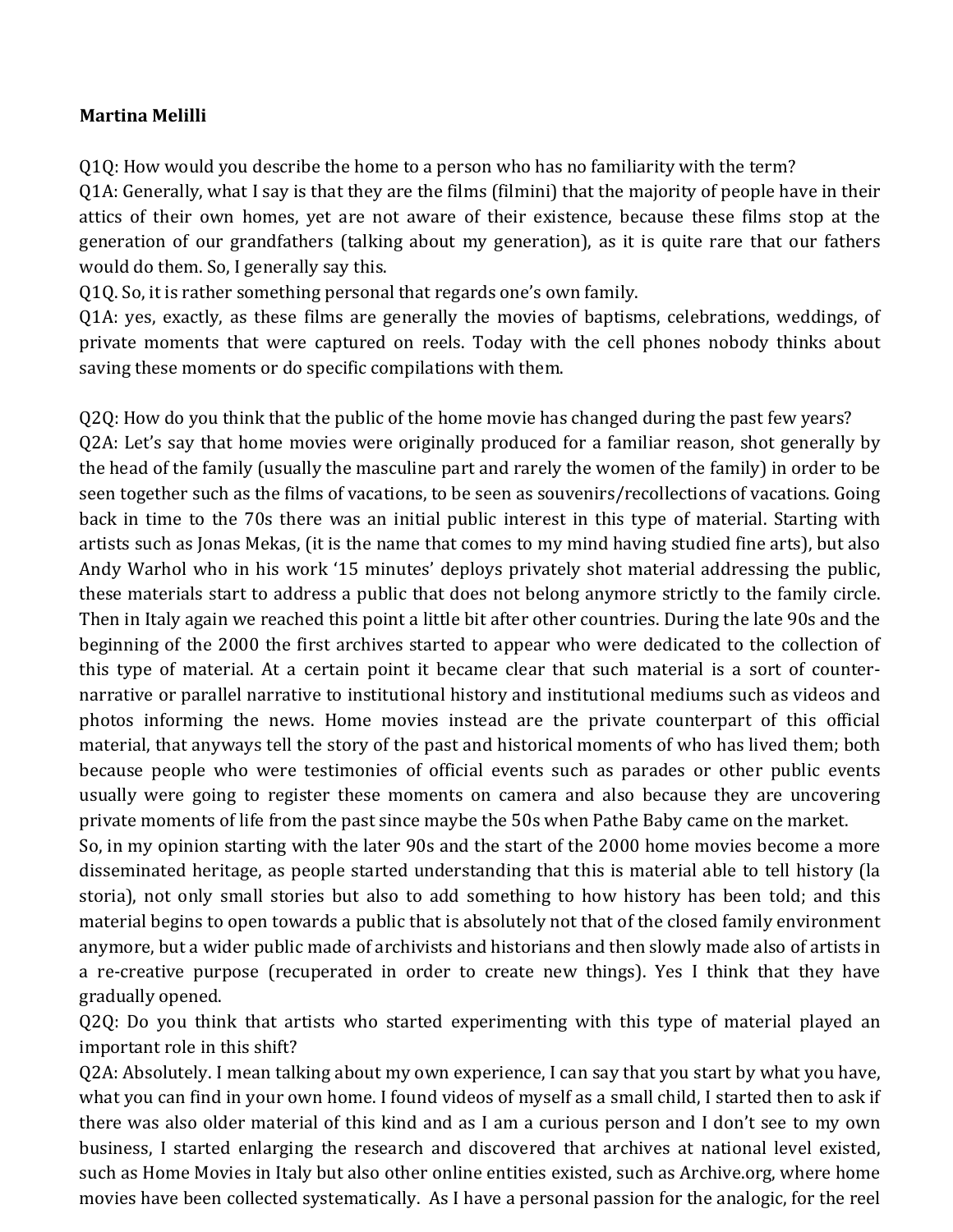**Martina Melilli**

Q1Q: How would you describe the home to a person who has no familiarity with the term?
Q1A: Generally, what I say is that they are the films (filmini) that the majority of people have in their attics of their own homes, yet are not aware of their existence, because these films stop at the generation of our grandfathers (talking about my generation), as it is quite rare that our fathers would do them. So, I generally say this.
Q1Q. So, it is rather something personal that regards one's own family.
Q1A: yes, exactly, as these films are generally the movies of baptisms, celebrations, weddings, of private moments that were captured on reels. Today with the cell phones nobody thinks about saving these moments or do specific compilations with them.

Q2Q: How do you think that the public of the home movie has changed during the past few years?
Q2A: Let's say that home movies were originally produced for a familiar reason, shot generally by the head of the family (usually the masculine part and rarely the women of the family) in order to be seen together such as the films of vacations, to be seen as souvenirs/recollections of vacations. Going back in time to the 70s there was an initial public interest in this type of material. Starting with artists such as Jonas Mekas, (it is the name that comes to my mind having studied fine arts), but also Andy Warhol who in his work '15 minutes' deploys privately shot material addressing the public, these materials start to address a public that does not belong anymore strictly to the family circle. Then in Italy again we reached this point a little bit after other countries. During the late 90s and the beginning of the 2000 the first archives started to appear who were dedicated to the collection of this type of material. At a certain point it became clear that such material is a sort of counter-narrative or parallel narrative to institutional history and institutional mediums such as videos and photos informing the news. Home movies instead are the private counterpart of this official material, that anyways tell the story of the past and historical moments of who has lived them; both because people who were testimonies of official events such as parades or other public events usually were going to register these moments on camera and also because they are uncovering private moments of life from the past since maybe the 50s when Pathe Baby came on the market.
So, in my opinion starting with the later 90s and the start of the 2000 home movies become a more disseminated heritage, as people started understanding that this is material able to tell history (la storia), not only small stories but also to add something to how history has been told; and this material begins to open towards a public that is absolutely not that of the closed family environment anymore, but a wider public made of archivists and historians and then slowly made also of artists in a re-creative purpose (recuperated in order to create new things). Yes I think that they have gradually opened.
Q2Q: Do you think that artists who started experimenting with this type of material played an important role in this shift?
Q2A: Absolutely. I mean talking about my own experience, I can say that you start by what you have, what you can find in your own home. I found videos of myself as a small child, I started then to ask if there was also older material of this kind and as I am a curious person and I don't see to my own business, I started enlarging the research and discovered that archives at national level existed, such as Home Movies in Italy but also other online entities existed, such as Archive.org, where home movies have been collected systematically. As I have a personal passion for the analogic, for the reel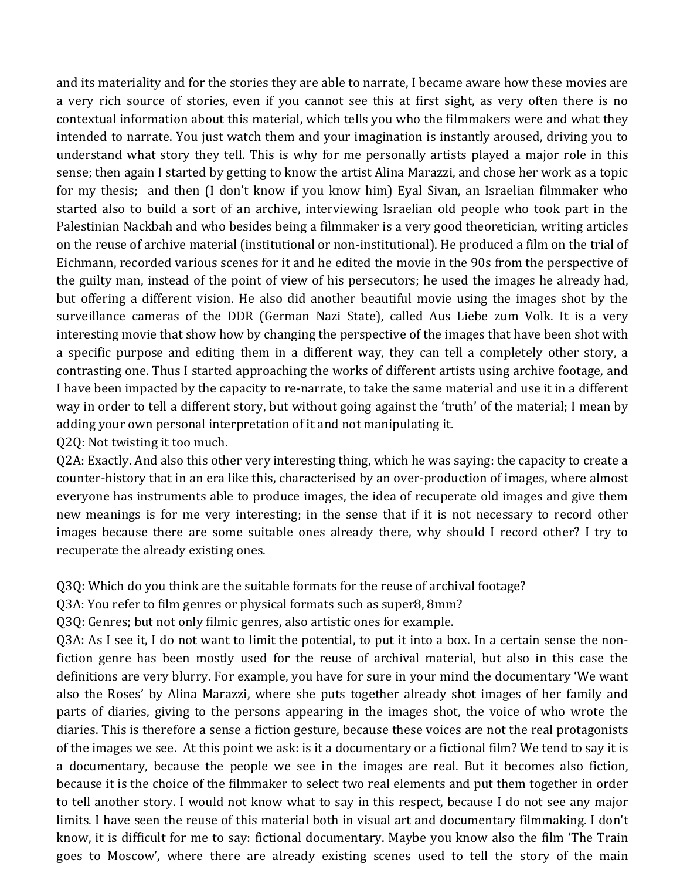and its materiality and for the stories they are able to narrate, I became aware how these movies are a very rich source of stories, even if you cannot see this at first sight, as very often there is no contextual information about this material, which tells you who the filmmakers were and what they intended to narrate. You just watch them and your imagination is instantly aroused, driving you to understand what story they tell. This is why for me personally artists played a major role in this sense; then again I started by getting to know the artist Alina Marazzi, and chose her work as a topic for my thesis; and then (I don't know if you know him) Eyal Sivan, an Israelian filmmaker who started also to build a sort of an archive, interviewing Israelian old people who took part in the Palestinian Nackbah and who besides being a filmmaker is a very good theoretician, writing articles on the reuse of archive material (institutional or non-institutional). He produced a film on the trial of Eichmann, recorded various scenes for it and he edited the movie in the 90s from the perspective of the guilty man, instead of the point of view of his persecutors; he used the images he already had, but offering a different vision. He also did another beautiful movie using the images shot by the surveillance cameras of the DDR (German Nazi State), called Aus Liebe zum Volk. It is a very interesting movie that show how by changing the perspective of the images that have been shot with a specific purpose and editing them in a different way, they can tell a completely other story, a contrasting one. Thus I started approaching the works of different artists using archive footage, and I have been impacted by the capacity to re-narrate, to take the same material and use it in a different way in order to tell a different story, but without going against the 'truth' of the material; I mean by adding your own personal interpretation of it and not manipulating it.

Q2Q: Not twisting it too much.

Q2A: Exactly. And also this other very interesting thing, which he was saying: the capacity to create a counter-history that in an era like this, characterised by an over-production of images, where almost everyone has instruments able to produce images, the idea of recuperate old images and give them new meanings is for me very interesting; in the sense that if it is not necessary to record other images because there are some suitable ones already there, why should I record other? I try to recuperate the already existing ones.

Q3Q: Which do you think are the suitable formats for the reuse of archival footage?

Q3A: You refer to film genres or physical formats such as super8, 8mm?

Q3Q: Genres; but not only filmic genres, also artistic ones for example.

Q3A: As I see it, I do not want to limit the potential, to put it into a box. In a certain sense the non-fiction genre has been mostly used for the reuse of archival material, but also in this case the definitions are very blurry. For example, you have for sure in your mind the documentary 'We want also the Roses' by Alina Marazzi, where she puts together already shot images of her family and parts of diaries, giving to the persons appearing in the images shot, the voice of who wrote the diaries. This is therefore a sense a fiction gesture, because these voices are not the real protagonists of the images we see. At this point we ask: is it a documentary or a fictional film? We tend to say it is a documentary, because the people we see in the images are real. But it becomes also fiction, because it is the choice of the filmmaker to select two real elements and put them together in order to tell another story. I would not know what to say in this respect, because I do not see any major limits. I have seen the reuse of this material both in visual art and documentary filmmaking. I don't know, it is difficult for me to say: fictional documentary. Maybe you know also the film 'The Train goes to Moscow', where there are already existing scenes used to tell the story of the main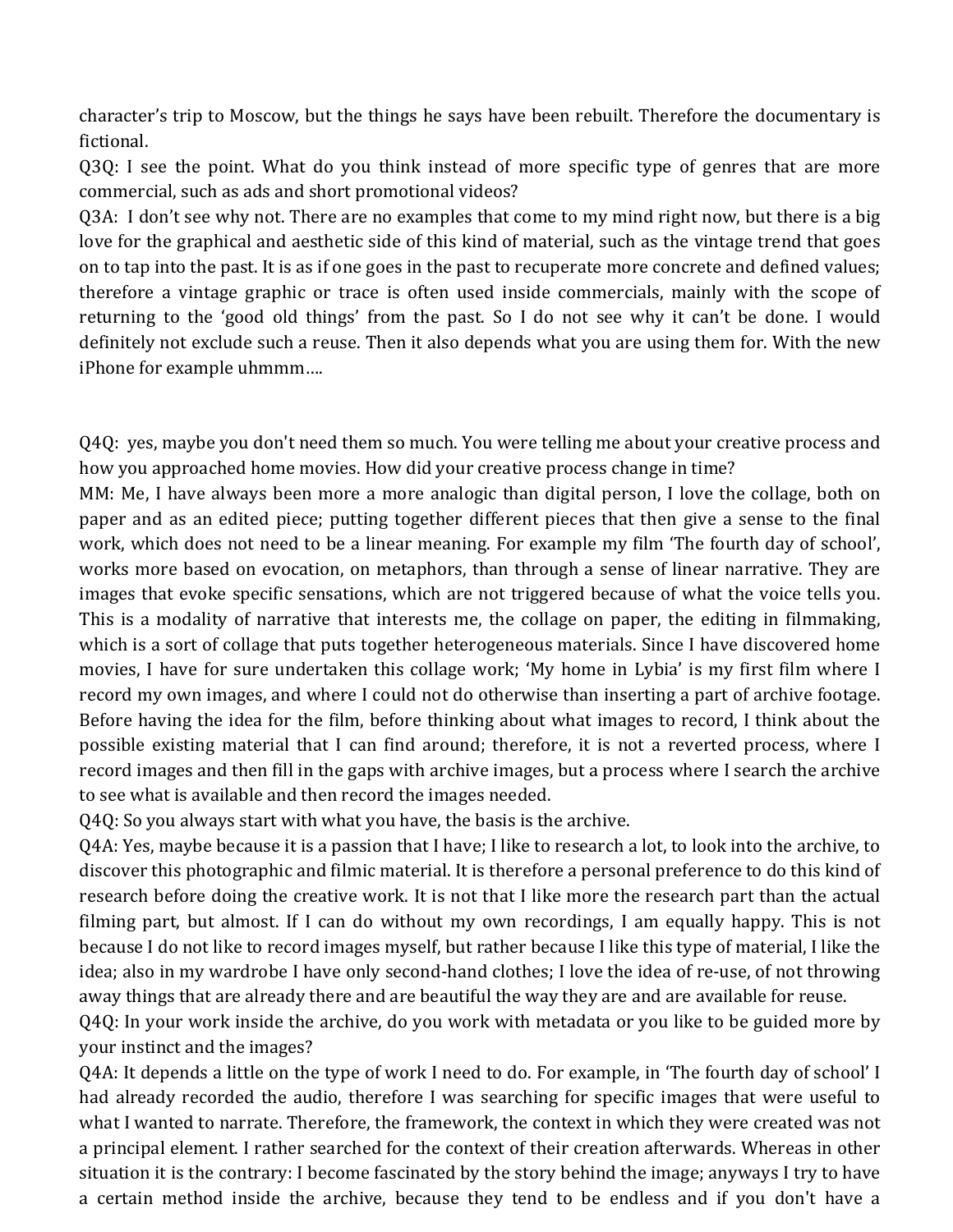character's trip to Moscow, but the things he says have been rebuilt. Therefore the documentary is fictional.

Q3Q: I see the point. What do you think instead of more specific type of genres that are more commercial, such as ads and short promotional videos?

Q3A: I don't see why not. There are no examples that come to my mind right now, but there is a big love for the graphical and aesthetic side of this kind of material, such as the vintage trend that goes on to tap into the past. It is as if one goes in the past to recuperate more concrete and defined values; therefore a vintage graphic or trace is often used inside commercials, mainly with the scope of returning to the 'good old things' from the past. So I do not see why it can't be done. I would definitely not exclude such a reuse. Then it also depends what you are using them for. With the new iPhone for example uhmmm....

Q4Q: yes, maybe you don't need them so much. You were telling me about your creative process and how you approached home movies. How did your creative process change in time?

MM: Me, I have always been more a more analogic than digital person, I love the collage, both on paper and as an edited piece; putting together different pieces that then give a sense to the final work, which does not need to be a linear meaning. For example my film 'The fourth day of school', works more based on evocation, on metaphors, than through a sense of linear narrative. They are images that evoke specific sensations, which are not triggered because of what the voice tells you. This is a modality of narrative that interests me, the collage on paper, the editing in filmmaking, which is a sort of collage that puts together heterogeneous materials. Since I have discovered home movies, I have for sure undertaken this collage work; 'My home in Lybia' is my first film where I record my own images, and where I could not do otherwise than inserting a part of archive footage. Before having the idea for the film, before thinking about what images to record, I think about the possible existing material that I can find around; therefore, it is not a reverted process, where I record images and then fill in the gaps with archive images, but a process where I search the archive to see what is available and then record the images needed.

Q4Q: So you always start with what you have, the basis is the archive.

Q4A: Yes, maybe because it is a passion that I have; I like to research a lot, to look into the archive, to discover this photographic and filmic material. It is therefore a personal preference to do this kind of research before doing the creative work. It is not that I like more the research part than the actual filming part, but almost. If I can do without my own recordings, I am equally happy. This is not because I do not like to record images myself, but rather because I like this type of material, I like the idea; also in my wardrobe I have only second-hand clothes; I love the idea of re-use, of not throwing away things that are already there and are beautiful the way they are and are available for reuse.

Q4Q: In your work inside the archive, do you work with metadata or you like to be guided more by your instinct and the images?

Q4A: It depends a little on the type of work I need to do. For example, in 'The fourth day of school' I had already recorded the audio, therefore I was searching for specific images that were useful to what I wanted to narrate. Therefore, the framework, the context in which they were created was not a principal element. I rather searched for the context of their creation afterwards. Whereas in other situation it is the contrary: I become fascinated by the story behind the image; anyways I try to have a certain method inside the archive, because they tend to be endless and if you don't have a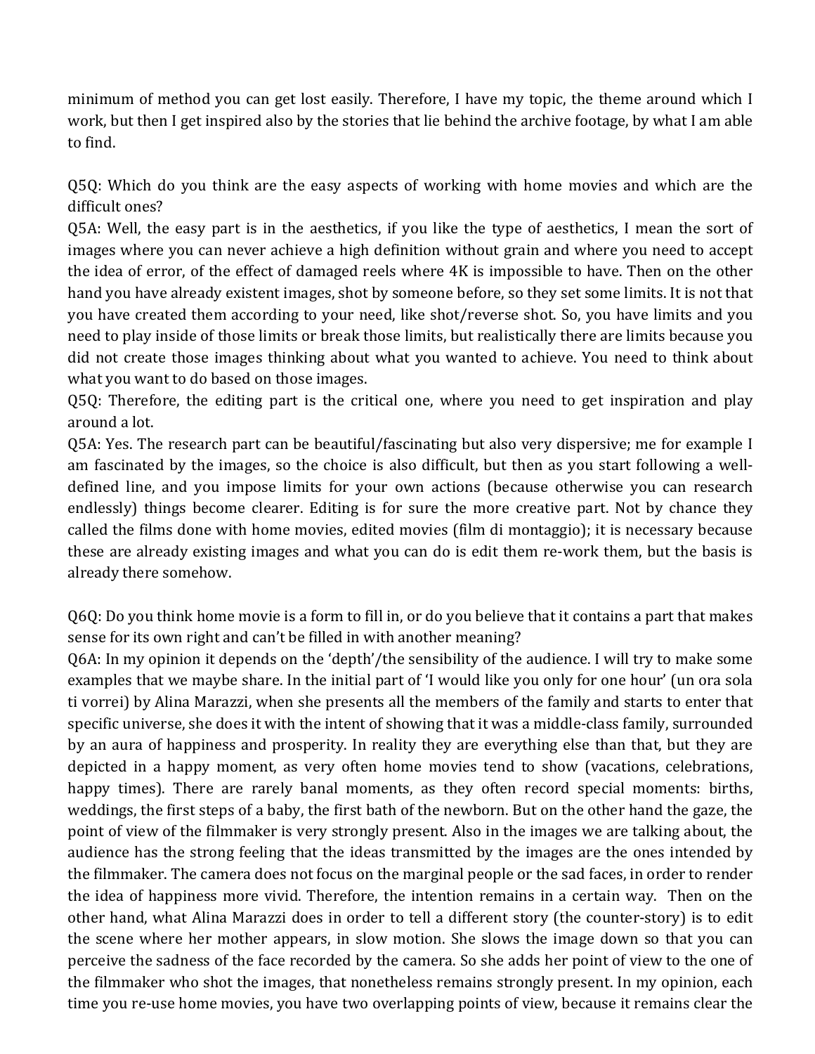minimum of method you can get lost easily. Therefore, I have my topic, the theme around which I work, but then I get inspired also by the stories that lie behind the archive footage, by what I am able to find.

Q5Q: Which do you think are the easy aspects of working with home movies and which are the difficult ones?

Q5A: Well, the easy part is in the aesthetics, if you like the type of aesthetics, I mean the sort of images where you can never achieve a high definition without grain and where you need to accept the idea of error, of the effect of damaged reels where 4K is impossible to have. Then on the other hand you have already existent images, shot by someone before, so they set some limits. It is not that you have created them according to your need, like shot/reverse shot. So, you have limits and you need to play inside of those limits or break those limits, but realistically there are limits because you did not create those images thinking about what you wanted to achieve. You need to think about what you want to do based on those images.

Q5Q: Therefore, the editing part is the critical one, where you need to get inspiration and play around a lot.

Q5A: Yes. The research part can be beautiful/fascinating but also very dispersive; me for example I am fascinated by the images, so the choice is also difficult, but then as you start following a well-defined line, and you impose limits for your own actions (because otherwise you can research endlessly) things become clearer. Editing is for sure the more creative part. Not by chance they called the films done with home movies, edited movies (film di montaggio); it is necessary because these are already existing images and what you can do is edit them re-work them, but the basis is already there somehow.

Q6Q: Do you think home movie is a form to fill in, or do you believe that it contains a part that makes sense for its own right and can't be filled in with another meaning?

Q6A: In my opinion it depends on the 'depth'/the sensibility of the audience. I will try to make some examples that we maybe share. In the initial part of 'I would like you only for one hour' (un ora sola ti vorrei) by Alina Marazzi, when she presents all the members of the family and starts to enter that specific universe, she does it with the intent of showing that it was a middle-class family, surrounded by an aura of happiness and prosperity. In reality they are everything else than that, but they are depicted in a happy moment, as very often home movies tend to show (vacations, celebrations, happy times). There are rarely banal moments, as they often record special moments: births, weddings, the first steps of a baby, the first bath of the newborn. But on the other hand the gaze, the point of view of the filmmaker is very strongly present. Also in the images we are talking about, the audience has the strong feeling that the ideas transmitted by the images are the ones intended by the filmmaker. The camera does not focus on the marginal people or the sad faces, in order to render the idea of happiness more vivid. Therefore, the intention remains in a certain way. Then on the other hand, what Alina Marazzi does in order to tell a different story (the counter-story) is to edit the scene where her mother appears, in slow motion. She slows the image down so that you can perceive the sadness of the face recorded by the camera. So she adds her point of view to the one of the filmmaker who shot the images, that nonetheless remains strongly present. In my opinion, each time you re-use home movies, you have two overlapping points of view, because it remains clear the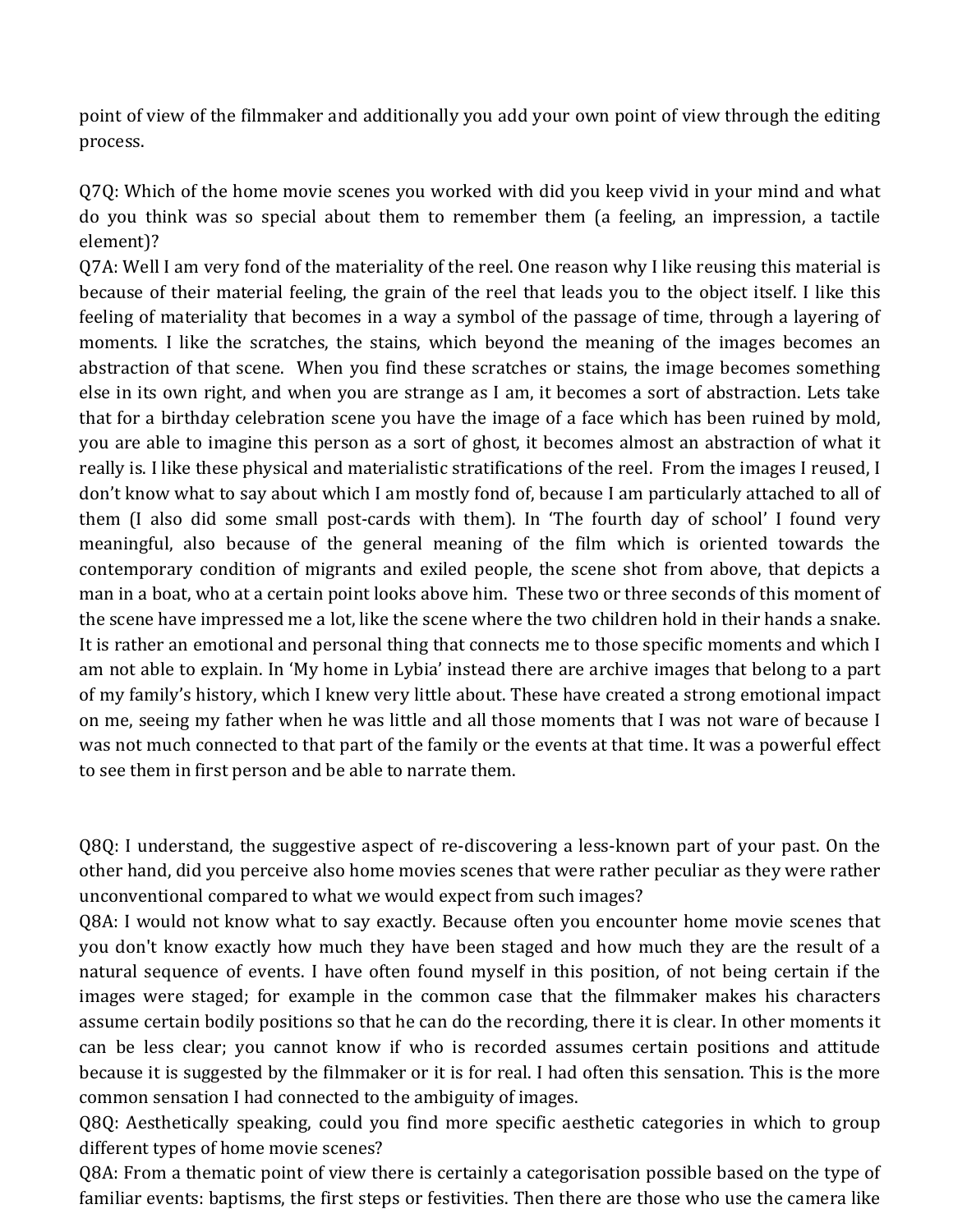point of view of the filmmaker and additionally you add your own point of view through the editing process.

Q7Q: Which of the home movie scenes you worked with did you keep vivid in your mind and what do you think was so special about them to remember them (a feeling, an impression, a tactile element)?

Q7A: Well I am very fond of the materiality of the reel. One reason why I like reusing this material is because of their material feeling, the grain of the reel that leads you to the object itself. I like this feeling of materiality that becomes in a way a symbol of the passage of time, through a layering of moments. I like the scratches, the stains, which beyond the meaning of the images becomes an abstraction of that scene. When you find these scratches or stains, the image becomes something else in its own right, and when you are strange as I am, it becomes a sort of abstraction. Lets take that for a birthday celebration scene you have the image of a face which has been ruined by mold, you are able to imagine this person as a sort of ghost, it becomes almost an abstraction of what it really is. I like these physical and materialistic stratifications of the reel. From the images I reused, I don't know what to say about which I am mostly fond of, because I am particularly attached to all of them (I also did some small post-cards with them). In 'The fourth day of school' I found very meaningful, also because of the general meaning of the film which is oriented towards the contemporary condition of migrants and exiled people, the scene shot from above, that depicts a man in a boat, who at a certain point looks above him. These two or three seconds of this moment of the scene have impressed me a lot, like the scene where the two children hold in their hands a snake. It is rather an emotional and personal thing that connects me to those specific moments and which I am not able to explain. In 'My home in Lybia' instead there are archive images that belong to a part of my family's history, which I knew very little about. These have created a strong emotional impact on me, seeing my father when he was little and all those moments that I was not ware of because I was not much connected to that part of the family or the events at that time. It was a powerful effect to see them in first person and be able to narrate them.

Q8Q: I understand, the suggestive aspect of re-discovering a less-known part of your past. On the other hand, did you perceive also home movies scenes that were rather peculiar as they were rather unconventional compared to what we would expect from such images?

Q8A: I would not know what to say exactly. Because often you encounter home movie scenes that you don't know exactly how much they have been staged and how much they are the result of a natural sequence of events. I have often found myself in this position, of not being certain if the images were staged; for example in the common case that the filmmaker makes his characters assume certain bodily positions so that he can do the recording, there it is clear. In other moments it can be less clear; you cannot know if who is recorded assumes certain positions and attitude because it is suggested by the filmmaker or it is for real. I had often this sensation. This is the more common sensation I had connected to the ambiguity of images.

Q8Q: Aesthetically speaking, could you find more specific aesthetic categories in which to group different types of home movie scenes?

Q8A: From a thematic point of view there is certainly a categorisation possible based on the type of familiar events: baptisms, the first steps or festivities. Then there are those who use the camera like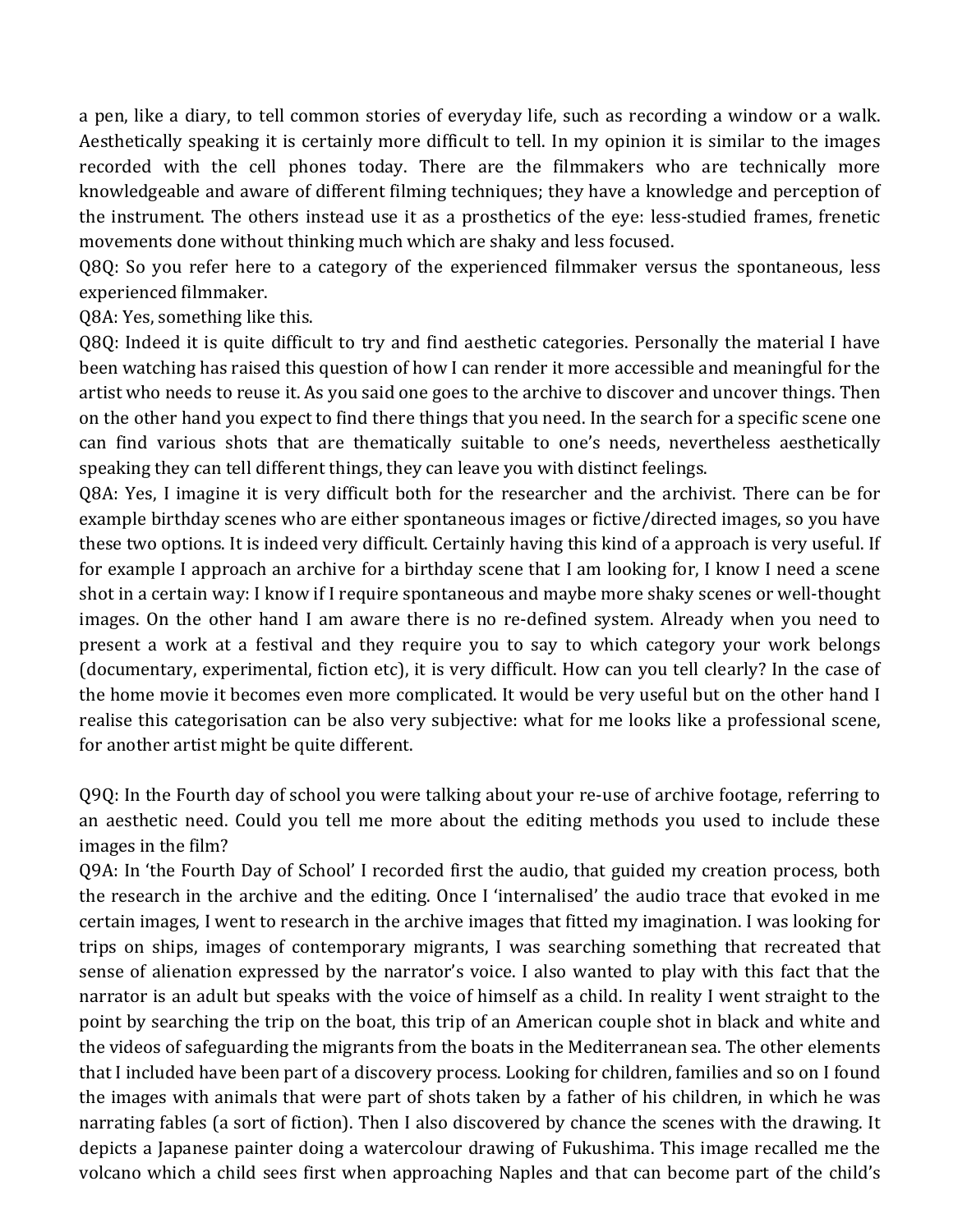a pen, like a diary, to tell common stories of everyday life, such as recording a window or a walk. Aesthetically speaking it is certainly more difficult to tell. In my opinion it is similar to the images recorded with the cell phones today. There are the filmmakers who are technically more knowledgeable and aware of different filming techniques; they have a knowledge and perception of the instrument. The others instead use it as a prosthetics of the eye: less-studied frames, frenetic movements done without thinking much which are shaky and less focused.

Q8Q: So you refer here to a category of the experienced filmmaker versus the spontaneous, less experienced filmmaker.

Q8A: Yes, something like this.

Q8Q: Indeed it is quite difficult to try and find aesthetic categories. Personally the material I have been watching has raised this question of how I can render it more accessible and meaningful for the artist who needs to reuse it. As you said one goes to the archive to discover and uncover things. Then on the other hand you expect to find there things that you need. In the search for a specific scene one can find various shots that are thematically suitable to one's needs, nevertheless aesthetically speaking they can tell different things, they can leave you with distinct feelings.

Q8A: Yes, I imagine it is very difficult both for the researcher and the archivist. There can be for example birthday scenes who are either spontaneous images or fictive/directed images, so you have these two options. It is indeed very difficult. Certainly having this kind of a approach is very useful. If for example I approach an archive for a birthday scene that I am looking for, I know I need a scene shot in a certain way: I know if I require spontaneous and maybe more shaky scenes or well-thought images. On the other hand I am aware there is no re-defined system. Already when you need to present a work at a festival and they require you to say to which category your work belongs (documentary, experimental, fiction etc), it is very difficult. How can you tell clearly? In the case of the home movie it becomes even more complicated. It would be very useful but on the other hand I realise this categorisation can be also very subjective: what for me looks like a professional scene, for another artist might be quite different.

Q9Q: In the Fourth day of school you were talking about your re-use of archive footage, referring to an aesthetic need. Could you tell me more about the editing methods you used to include these images in the film?

Q9A: In 'the Fourth Day of School' I recorded first the audio, that guided my creation process, both the research in the archive and the editing. Once I 'internalised' the audio trace that evoked in me certain images, I went to research in the archive images that fitted my imagination. I was looking for trips on ships, images of contemporary migrants, I was searching something that recreated that sense of alienation expressed by the narrator's voice. I also wanted to play with this fact that the narrator is an adult but speaks with the voice of himself as a child. In reality I went straight to the point by searching the trip on the boat, this trip of an American couple shot in black and white and the videos of safeguarding the migrants from the boats in the Mediterranean sea. The other elements that I included have been part of a discovery process. Looking for children, families and so on I found the images with animals that were part of shots taken by a father of his children, in which he was narrating fables (a sort of fiction). Then I also discovered by chance the scenes with the drawing. It depicts a Japanese painter doing a watercolour drawing of Fukushima. This image recalled me the volcano which a child sees first when approaching Naples and that can become part of the child's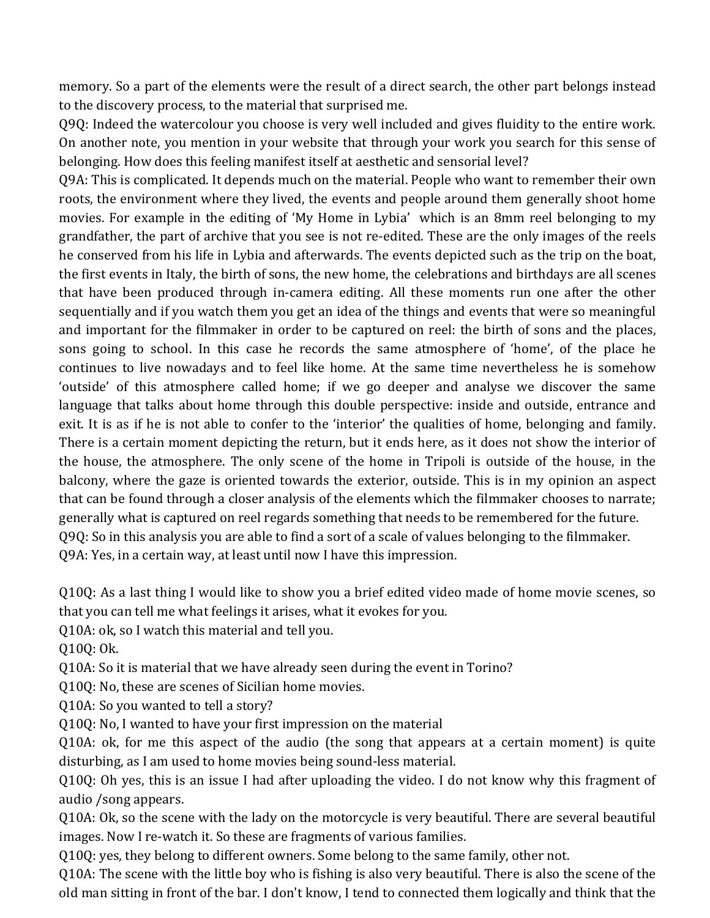memory. So a part of the elements were the result of a direct search, the other part belongs instead to the discovery process, to the material that surprised me.

Q9Q: Indeed the watercolour you choose is very well included and gives fluidity to the entire work. On another note, you mention in your website that through your work you search for this sense of belonging. How does this feeling manifest itself at aesthetic and sensorial level?

Q9A: This is complicated. It depends much on the material. People who want to remember their own roots, the environment where they lived, the events and people around them generally shoot home movies. For example in the editing of 'My Home in Lybia' which is an 8mm reel belonging to my grandfather, the part of archive that you see is not re-edited. These are the only images of the reels he conserved from his life in Lybia and afterwards. The events depicted such as the trip on the boat, the first events in Italy, the birth of sons, the new home, the celebrations and birthdays are all scenes that have been produced through in-camera editing. All these moments run one after the other sequentially and if you watch them you get an idea of the things and events that were so meaningful and important for the filmmaker in order to be captured on reel: the birth of sons and the places, sons going to school. In this case he records the same atmosphere of 'home', of the place he continues to live nowadays and to feel like home. At the same time nevertheless he is somehow 'outside' of this atmosphere called home; if we go deeper and analyse we discover the same language that talks about home through this double perspective: inside and outside, entrance and exit. It is as if he is not able to confer to the 'interior' the qualities of home, belonging and family. There is a certain moment depicting the return, but it ends here, as it does not show the interior of the house, the atmosphere. The only scene of the home in Tripoli is outside of the house, in the balcony, where the gaze is oriented towards the exterior, outside. This is in my opinion an aspect that can be found through a closer analysis of the elements which the filmmaker chooses to narrate; generally what is captured on reel regards something that needs to be remembered for the future.

Q9Q: So in this analysis you are able to find a sort of a scale of values belonging to the filmmaker.

Q9A: Yes, in a certain way, at least until now I have this impression.

Q10Q: As a last thing I would like to show you a brief edited video made of home movie scenes, so that you can tell me what feelings it arises, what it evokes for you.

Q10A: ok, so I watch this material and tell you.

Q10Q: Ok.

Q10A: So it is material that we have already seen during the event in Torino?

Q10Q: No, these are scenes of Sicilian home movies.

Q10A: So you wanted to tell a story?

Q10Q: No, I wanted to have your first impression on the material

Q10A: ok, for me this aspect of the audio (the song that appears at a certain moment) is quite disturbing, as I am used to home movies being sound-less material.

Q10Q: Oh yes, this is an issue I had after uploading the video. I do not know why this fragment of audio /song appears.

Q10A: Ok, so the scene with the lady on the motorcycle is very beautiful. There are several beautiful images. Now I re-watch it. So these are fragments of various families.

Q10Q: yes, they belong to different owners. Some belong to the same family, other not.

Q10A: The scene with the little boy who is fishing is also very beautiful. There is also the scene of the old man sitting in front of the bar. I don't know, I tend to connected them logically and think that the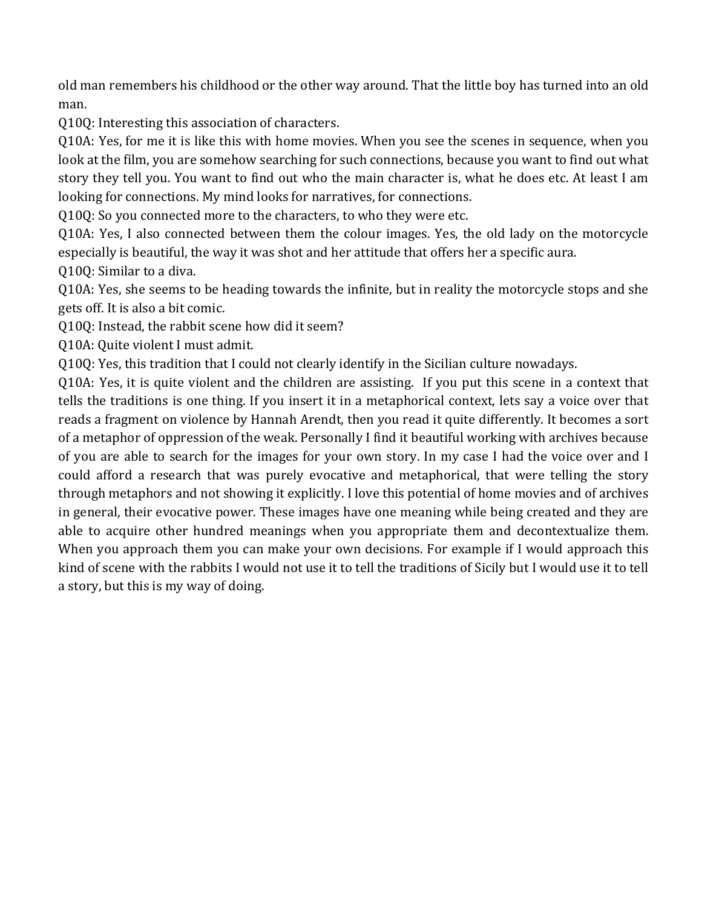old man remembers his childhood or the other way around. That the little boy has turned into an old man.

Q10Q: Interesting this association of characters.

Q10A: Yes, for me it is like this with home movies. When you see the scenes in sequence, when you look at the film, you are somehow searching for such connections, because you want to find out what story they tell you. You want to find out who the main character is, what he does etc. At least I am looking for connections. My mind looks for narratives, for connections.

Q10Q: So you connected more to the characters, to who they were etc.

Q10A: Yes, I also connected between them the colour images. Yes, the old lady on the motorcycle especially is beautiful, the way it was shot and her attitude that offers her a specific aura.

Q10Q: Similar to a diva.

Q10A: Yes, she seems to be heading towards the infinite, but in reality the motorcycle stops and she gets off. It is also a bit comic.

Q10Q: Instead, the rabbit scene how did it seem?

Q10A: Quite violent I must admit.

Q10Q: Yes, this tradition that I could not clearly identify in the Sicilian culture nowadays.

Q10A: Yes, it is quite violent and the children are assisting. If you put this scene in a context that tells the traditions is one thing. If you insert it in a metaphorical context, lets say a voice over that reads a fragment on violence by Hannah Arendt, then you read it quite differently. It becomes a sort of a metaphor of oppression of the weak. Personally I find it beautiful working with archives because of you are able to search for the images for your own story. In my case I had the voice over and I could afford a research that was purely evocative and metaphorical, that were telling the story through metaphors and not showing it explicitly. I love this potential of home movies and of archives in general, their evocative power. These images have one meaning while being created and they are able to acquire other hundred meanings when you appropriate them and decontextualize them. When you approach them you can make your own decisions. For example if I would approach this kind of scene with the rabbits I would not use it to tell the traditions of Sicily but I would use it to tell a story, but this is my way of doing.